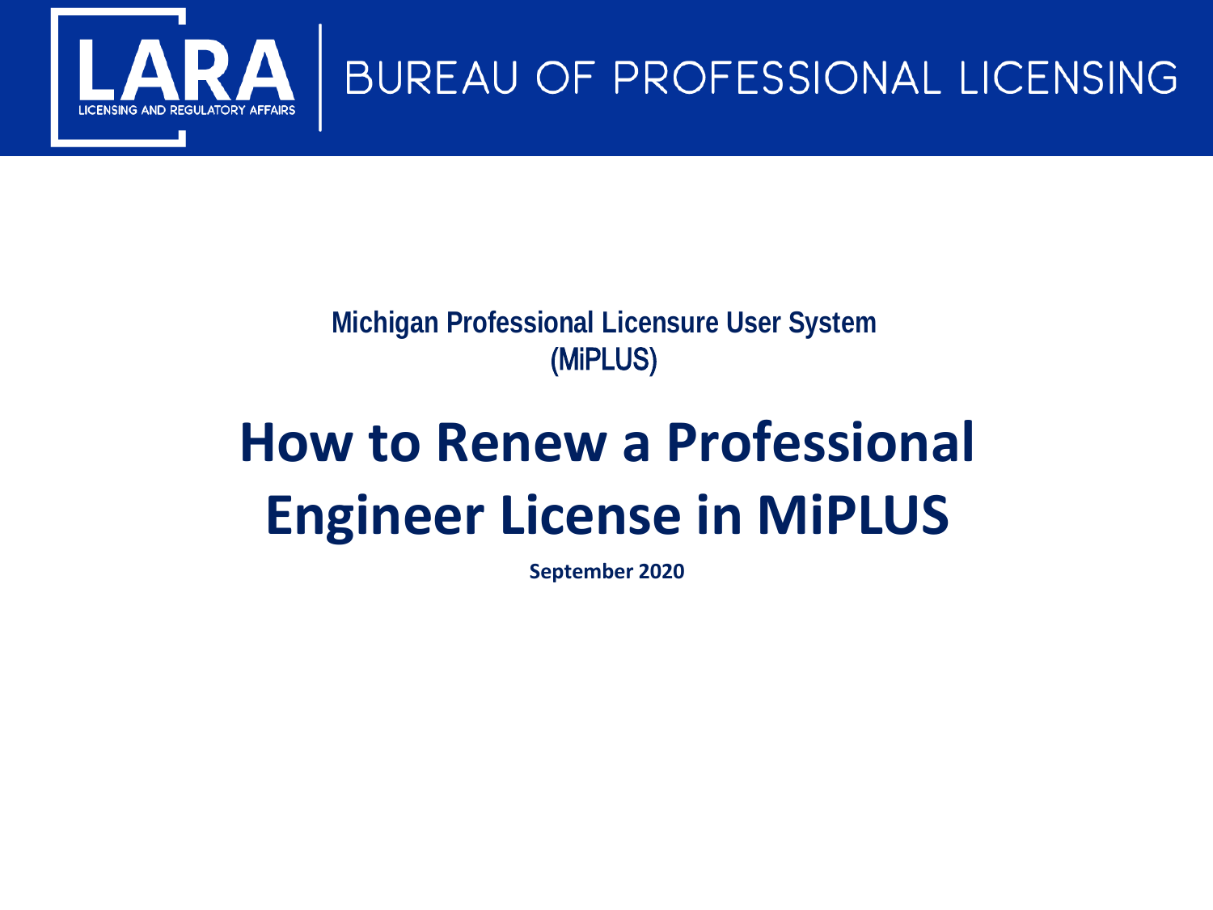LARA

LICENSING AND REGULATORY AFFAIRS

BUREAU OF PROFESSIONAL LICENSING

**Michigan Professional Licensure User System (MiPLUS)**

# How to Renew a Professional Engineer License in MiPLUS

**September 2020**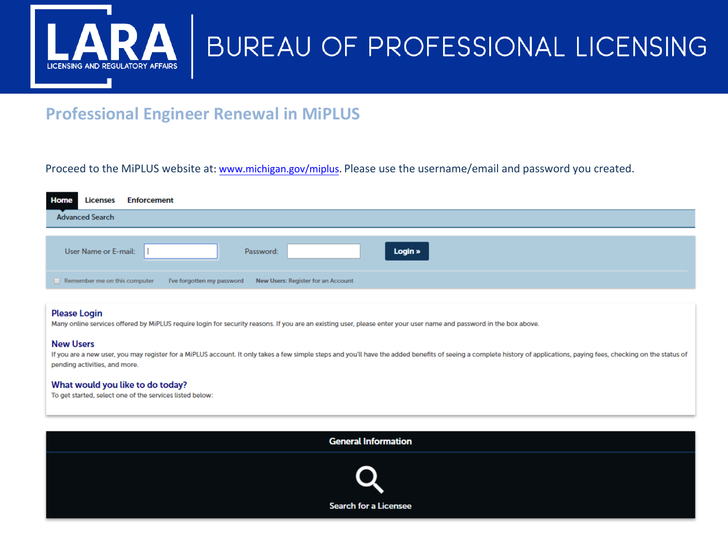# LARA

LICENSING AND REGULATORY AFFAIRS

BUREAU OF PROFESSIONAL LICENSING

## Professional Engineer Renewal in MiPLUS

Proceed to the MiPLUS website at: [www.michigan.gov/miplus](http://www.michigan.gov/miplus). Please use the username/email and password you created.

Home Licenses Enforcement

Advanced Search

User Name or E-mail: Password: Login »

Remember me on this computer I've forgotten my password **New Users:** Register for an Account

### Please Login

Many online services offered by MiPLUS require login for security reasons. If you are an existing user, please enter your user name and password in the box above.

### New Users

If you are a new user, you may register for a MiPLUS account. It only takes a few simple steps and you'll have the added benefits of seeing a complete history of applications, paying fees, checking on the status of pending activities, and more.

### What would you like to do today?

To get started, select one of the services listed below:

**General Information**

Search for a Licensee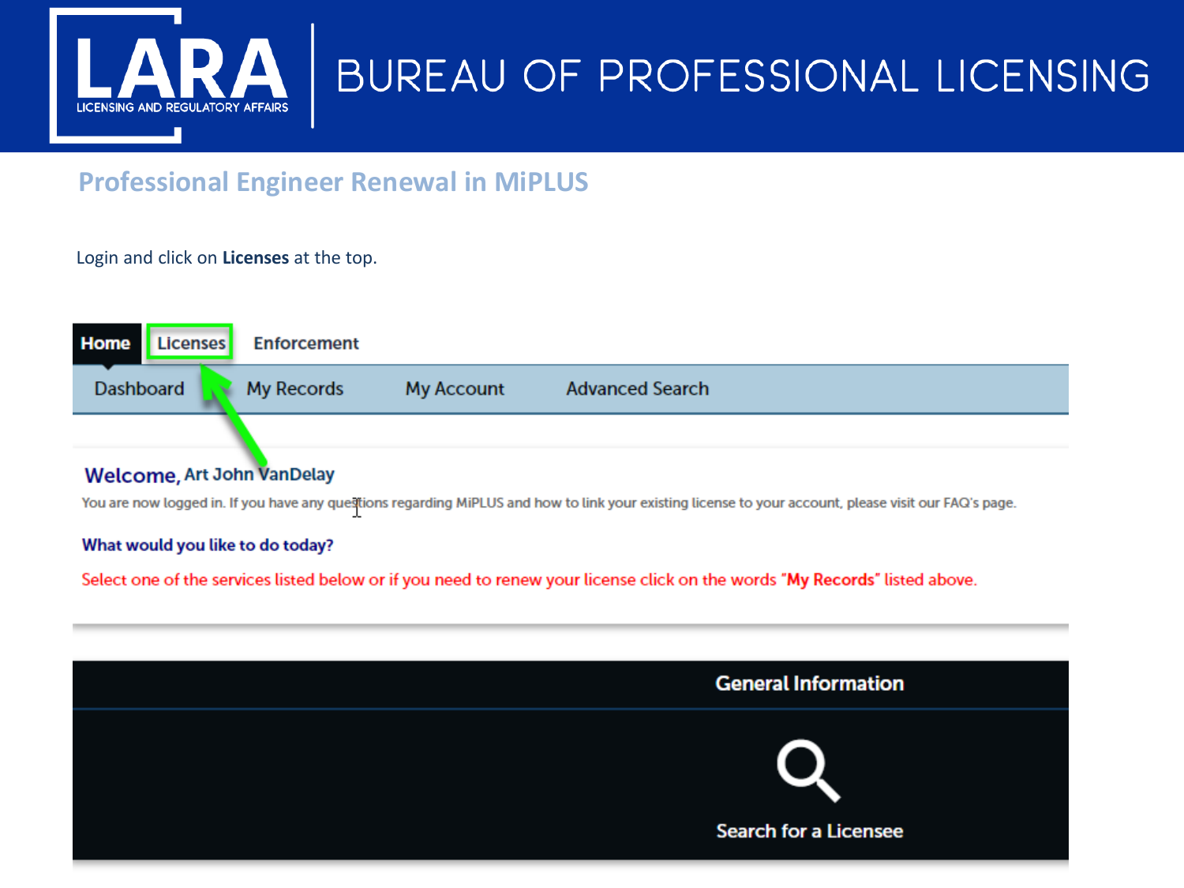## Professional Engineer Renewal in MiPLUS

Login and click on **Licenses** at the top.

Home | Licenses | Enforcement

Dashboard | My Records | My Account | Advanced Search

**Welcome,** Art John VanDelay

You are now logged in. If you have any questions regarding MiPLUS and how to link your existing license to your account, please visit our FAQ's page.

**What would you like to do today?**

Select one of the services listed below or if you need to renew your license click on the words "**My Records**" listed above.

**General Information**

Search for a Licensee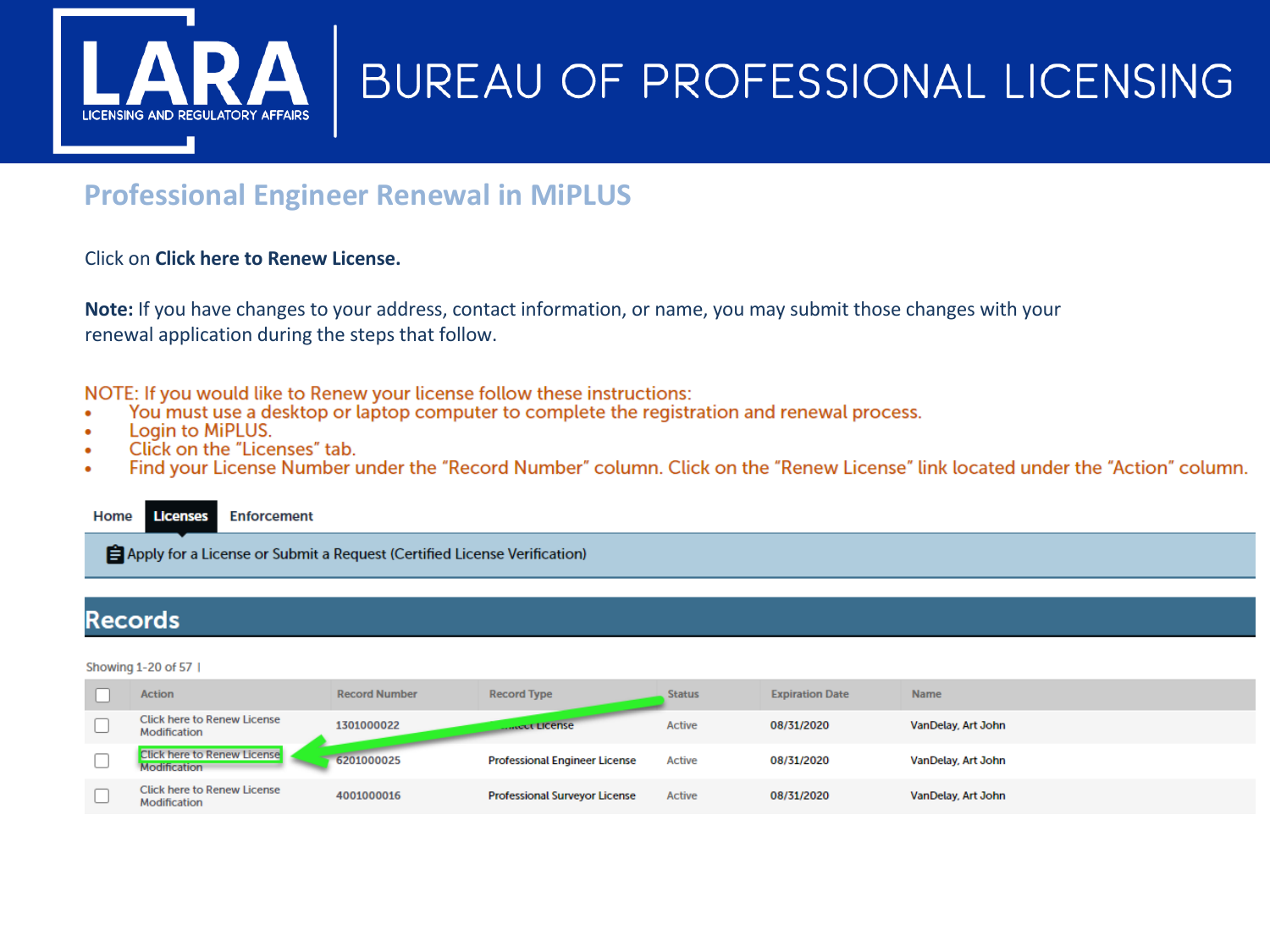# Professional Engineer Renewal in MiPLUS

Click on **Click here to Renew License.**

**Note:** If you have changes to your address, contact information, or name, you may submit those changes with your renewal application during the steps that follow.

NOTE: If you would like to Renew your license follow these instructions:

- You must use a desktop or laptop computer to complete the registration and renewal process.
- Login to MiPLUS.
- Click on the "Licenses" tab.
- Find your License Number under the "Record Number" column. Click on the "Renew License" link located under the "Action" column.

Home | Licenses | Enforcement

Apply for a License or Submit a Request (Certified License Verification)

## Records

Showing 1-20 of 57 |

| | Action | Record Number | Record Type | Status | Expiration Date | Name |
|---|---|---|---|---|---|---|
| ☐ | Click here to Renew License Modification | 1301000022 | ...itect License | Active | 08/31/2020 | VanDelay, Art John |
| ☐ | Click here to Renew License Modification | 6201000025 | Professional Engineer License | Active | 08/31/2020 | VanDelay, Art John |
| ☐ | Click here to Renew License Modification | 4001000016 | Professional Surveyor License | Active | 08/31/2020 | VanDelay, Art John |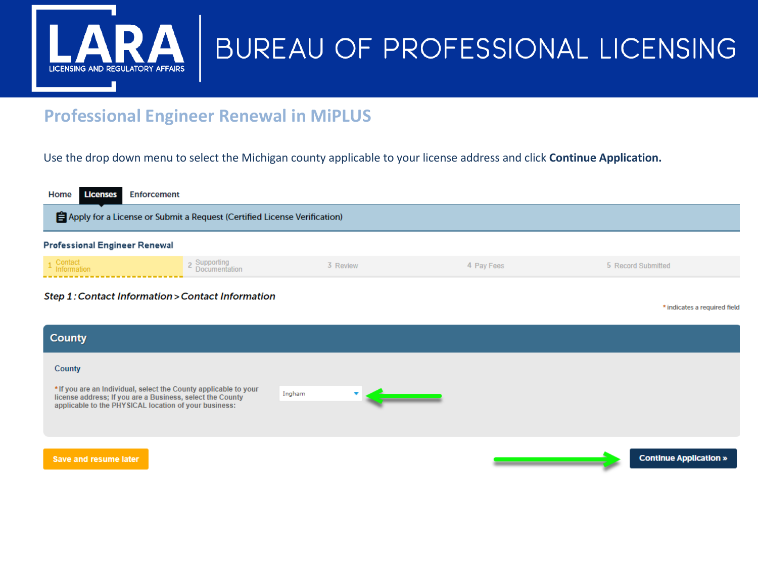## Professional Engineer Renewal in MiPLUS

Use the drop down menu to select the Michigan county applicable to your license address and click **Continue Application.**

Home | **Licenses** | Enforcement

Apply for a License or Submit a Request (Certified License Verification)

**Professional Engineer Renewal**

1 Contact Information | 2 Supporting Documentation | 3 Review | 4 Pay Fees | 5 Record Submitted

***Step 1 : Contact Information > Contact Information***

* indicates a required field

**County**

County

*If you are an Individual, select the County applicable to your license address; If you are a Business, select the County applicable to the PHYSICAL location of your business:

Ingham

**Save and resume later**

**Continue Application »**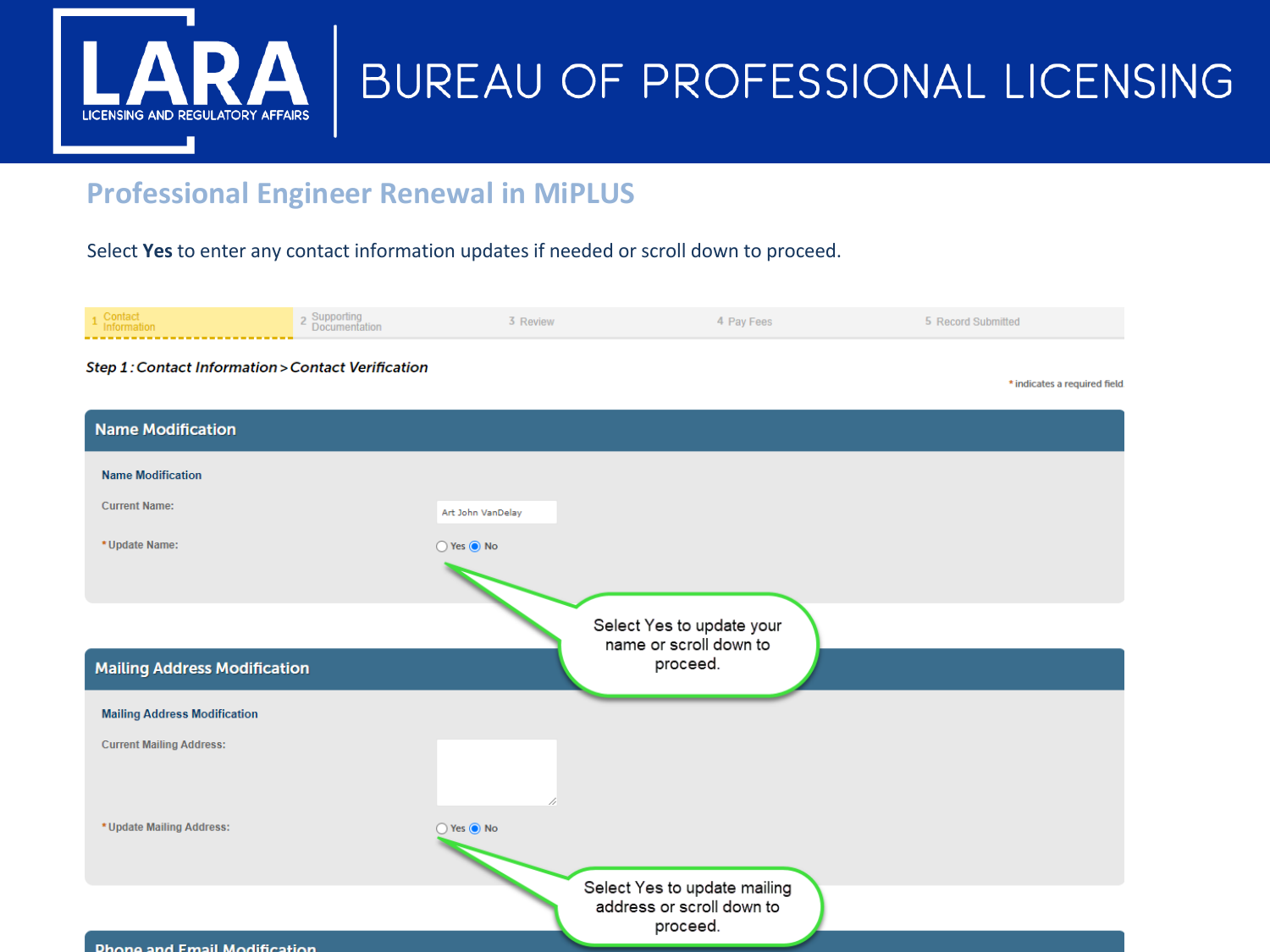## Professional Engineer Renewal in MiPLUS

Select **Yes** to enter any contact information updates if needed or scroll down to proceed.

1 Contact Information | 2 Supporting Documentation | 3 Review | 4 Pay Fees | 5 Record Submitted

***Step 1 : Contact Information > Contact Verification***

\* indicates a required field

**Name Modification**

**Name Modification**

Current Name: Art John VanDelay

\*Update Name: ○ Yes ◉ No

Select Yes to update your name or scroll down to proceed.

**Mailing Address Modification**

**Mailing Address Modification**

Current Mailing Address:

\*Update Mailing Address: ○ Yes ◉ No

Select Yes to update mailing address or scroll down to proceed.

**Phone and Email Modification**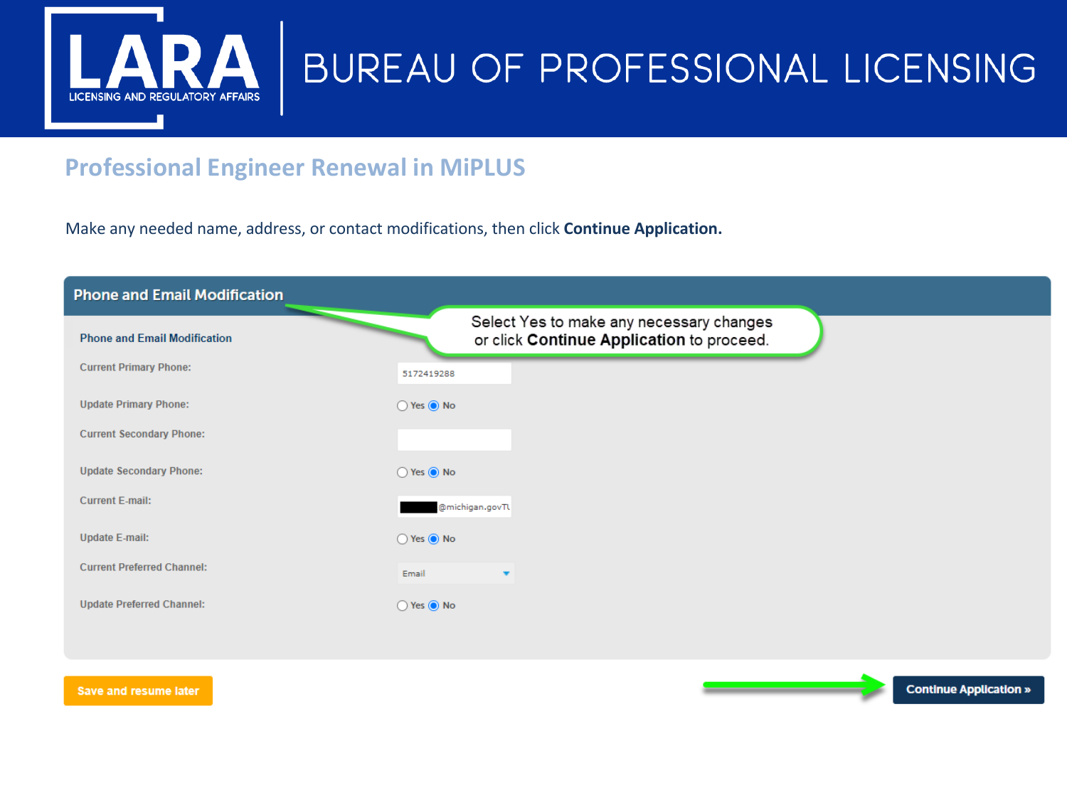# Professional Engineer Renewal in MiPLUS

Make any needed name, address, or contact modifications, then click **Continue Application.**

## Phone and Email Modification

Select Yes to make any necessary changes or click **Continue Application** to proceed.

### Phone and Email Modification

| | |
|---|---|
| Current Primary Phone: | 5172419288 |
| Update Primary Phone: | Yes / No |
| Current Secondary Phone: | |
| Update Secondary Phone: | Yes / No |
| Current E-mail: | @michigan.gov |
| Update E-mail: | Yes / No |
| Current Preferred Channel: | Email |
| Update Preferred Channel: | Yes / No |

Save and resume later

Continue Application »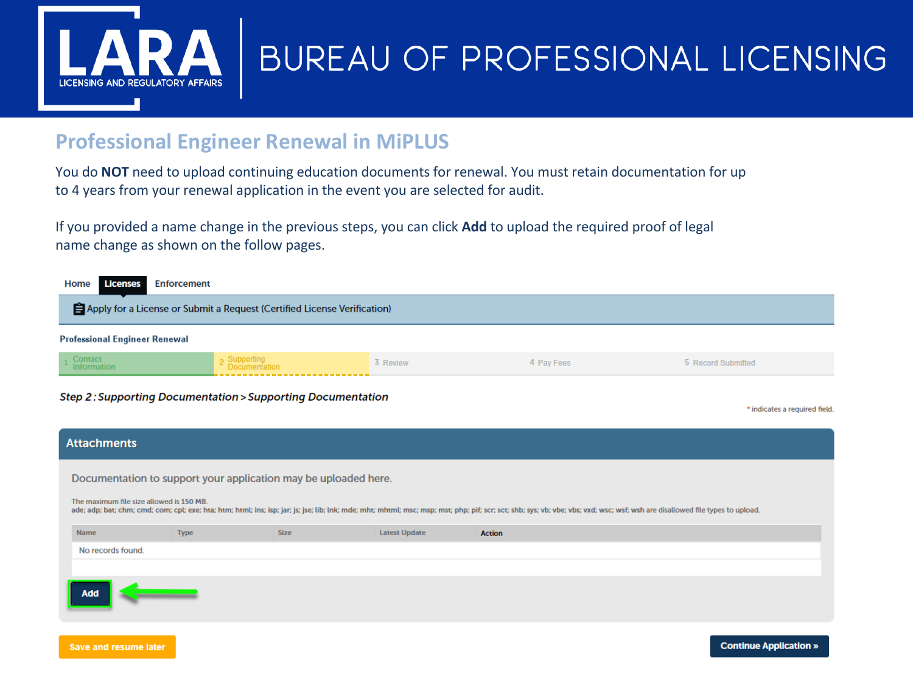# Professional Engineer Renewal in MiPLUS

You do **NOT** need to upload continuing education documents for renewal. You must retain documentation for up to 4 years from your renewal application in the event you are selected for audit.

If you provided a name change in the previous steps, you can click **Add** to upload the required proof of legal name change as shown on the follow pages.

Home | **Licenses** | Enforcement

Apply for a License or Submit a Request (Certified License Verification)

**Professional Engineer Renewal**

1 Contact Information | 2 Supporting Documentation | 3 Review | 4 Pay Fees | 5 Record Submitted

***Step 2 : Supporting Documentation > Supporting Documentation***

\* indicates a required field.

## Attachments

Documentation to support your application may be uploaded here.

The maximum file size allowed is 150 MB.
ade; adp; bat; chm; cmd; com; cpl; exe; hta; htm; html; ins; isp; jar; js; jse; lib; lnk; mde; mht; mhtml; msc; msp; mst; php; pif; scr; sct; shb; sys; vb; vbe; vbs; vxd; wsc; wsf; wsh are disallowed file types to upload.

| Name | Type | Size | Latest Update | Action |
|---|---|---|---|---|
| No records found. | | | | |

**Add**

Save and resume later

Continue Application »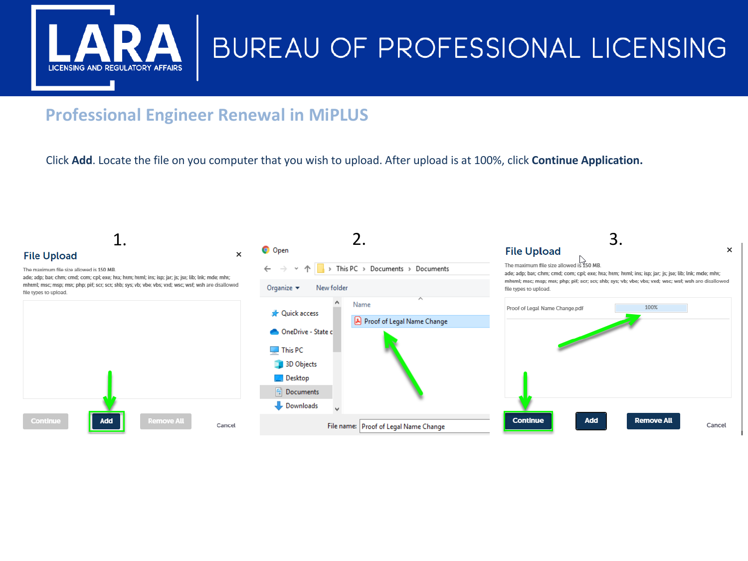## Professional Engineer Renewal in MiPLUS

Click **Add**. Locate the file on you computer that you wish to upload. After upload is at 100%, click **Continue Application.**

1.

**File Upload**

The maximum file size allowed is 150 MB.
ade; adp; bat; chm; cmd; com; cpl; exe; hta; htm; html; ins; isp; jar; js; jse; lib; lnk; mde; mht; mhtml; msc; msp; mst; php; pif; scr; sct; shb; sys; vb; vbe; vbs; vxd; wsc; wsf; wsh are disallowed file types to upload.

Continue | Add | Remove All | Cancel

2.

Open

This PC › Documents › Documents

Organize ▾ New folder

Quick access
OneDrive - State c
This PC
3D Objects
Desktop
Documents
Downloads

Name
Proof of Legal Name Change

File name: Proof of Legal Name Change

3.

**File Upload**

The maximum file size allowed is 150 MB.
ade; adp; bat; chm; cmd; com; cpl; exe; hta; htm; html; ins; isp; jar; js; jse; lib; lnk; mde; mht; mhtml; msc; msp; mst; php; pif; scr; sct; shb; sys; vb; vbe; vbs; vxd; wsc; wsf; wsh are disallowed file types to upload.

Proof of Legal Name Change.pdf 100%

Continue | Add | Remove All | Cancel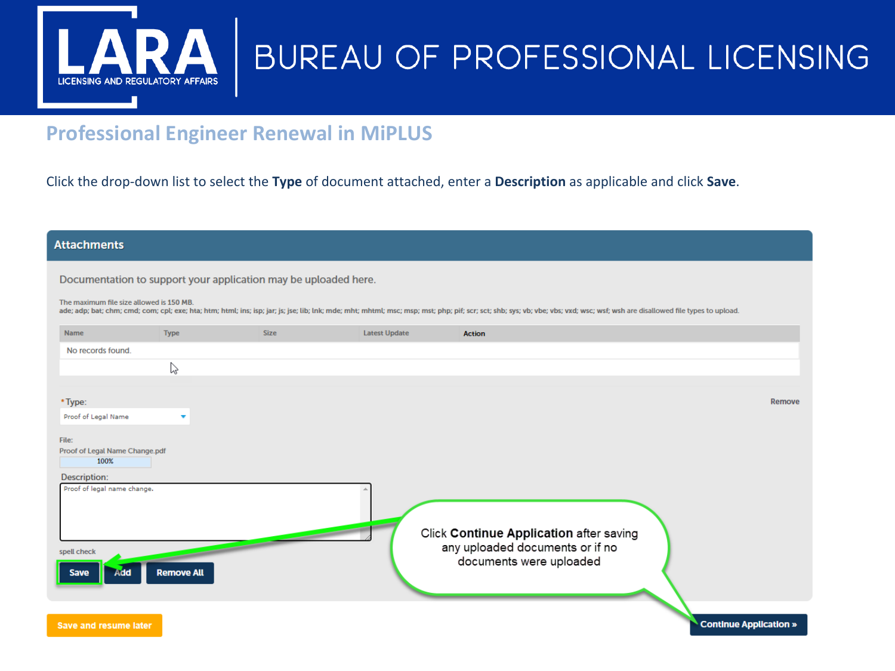## Professional Engineer Renewal in MiPLUS

Click the drop-down list to select the **Type** of document attached, enter a **Description** as applicable and click **Save**.

**Attachments**

Documentation to support your application may be uploaded here.

The maximum file size allowed is 150 MB.
ade; adp; bat; chm; cmd; com; cpl; exe; hta; htm; html; ins; isp; jar; js; jse; lib; lnk; mde; mht; mhtml; msc; msp; mst; php; pif; scr; sct; shb; sys; vb; vbe; vbs; vxd; wsc; wsf; wsh are disallowed file types to upload.

| Name | Type | Size | Latest Update | Action |
|---|---|---|---|---|
| No records found. | | | | |

*Type: Proof of Legal Name

Remove

File:
Proof of Legal Name Change.pdf
100%

Description:
Proof of legal name change.

spell check

Save | Add | Remove All

Click **Continue Application** after saving any uploaded documents or if no documents were uploaded

Save and resume later

Continue Application »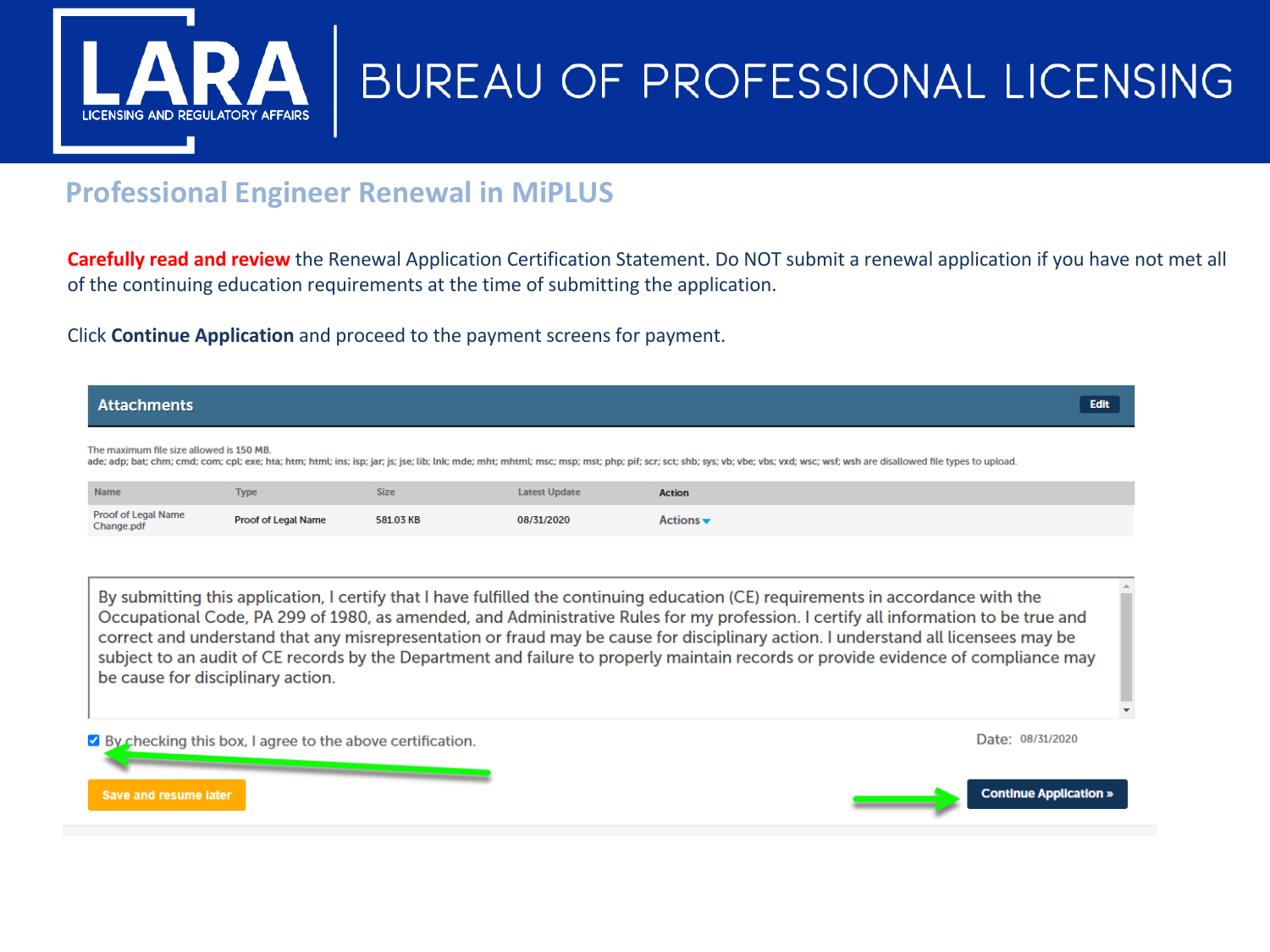# Professional Engineer Renewal in MiPLUS

**Carefully read and review** the Renewal Application Certification Statement. Do NOT submit a renewal application if you have not met all of the continuing education requirements at the time of submitting the application.

Click **Continue Application** and proceed to the payment screens for payment.

## Attachments

Edit

The maximum file size allowed is 150 MB.
ade; adp; bat; chm; cmd; com; cpl; exe; hta; htm; html; ins; isp; jar; js; jse; lib; lnk; mde; mht; mhtml; msc; msp; mst; php; pif; scr; sct; shb; sys; vb; vbe; vbs; vxd; wsc; wsf; wsh are disallowed file types to upload.

| Name | Type | Size | Latest Update | Action |
|---|---|---|---|---|
| Proof of Legal Name Change.pdf | Proof of Legal Name | 581.03 KB | 08/31/2020 | Actions |

By submitting this application, I certify that I have fulfilled the continuing education (CE) requirements in accordance with the Occupational Code, PA 299 of 1980, as amended, and Administrative Rules for my profession. I certify all information to be true and correct and understand that any misrepresentation or fraud may be cause for disciplinary action. I understand all licensees may be subject to an audit of CE records by the Department and failure to properly maintain records or provide evidence of compliance may be cause for disciplinary action.

☑ By checking this box, I agree to the above certification.

Date: 08/31/2020

Save and resume later

Continue Application »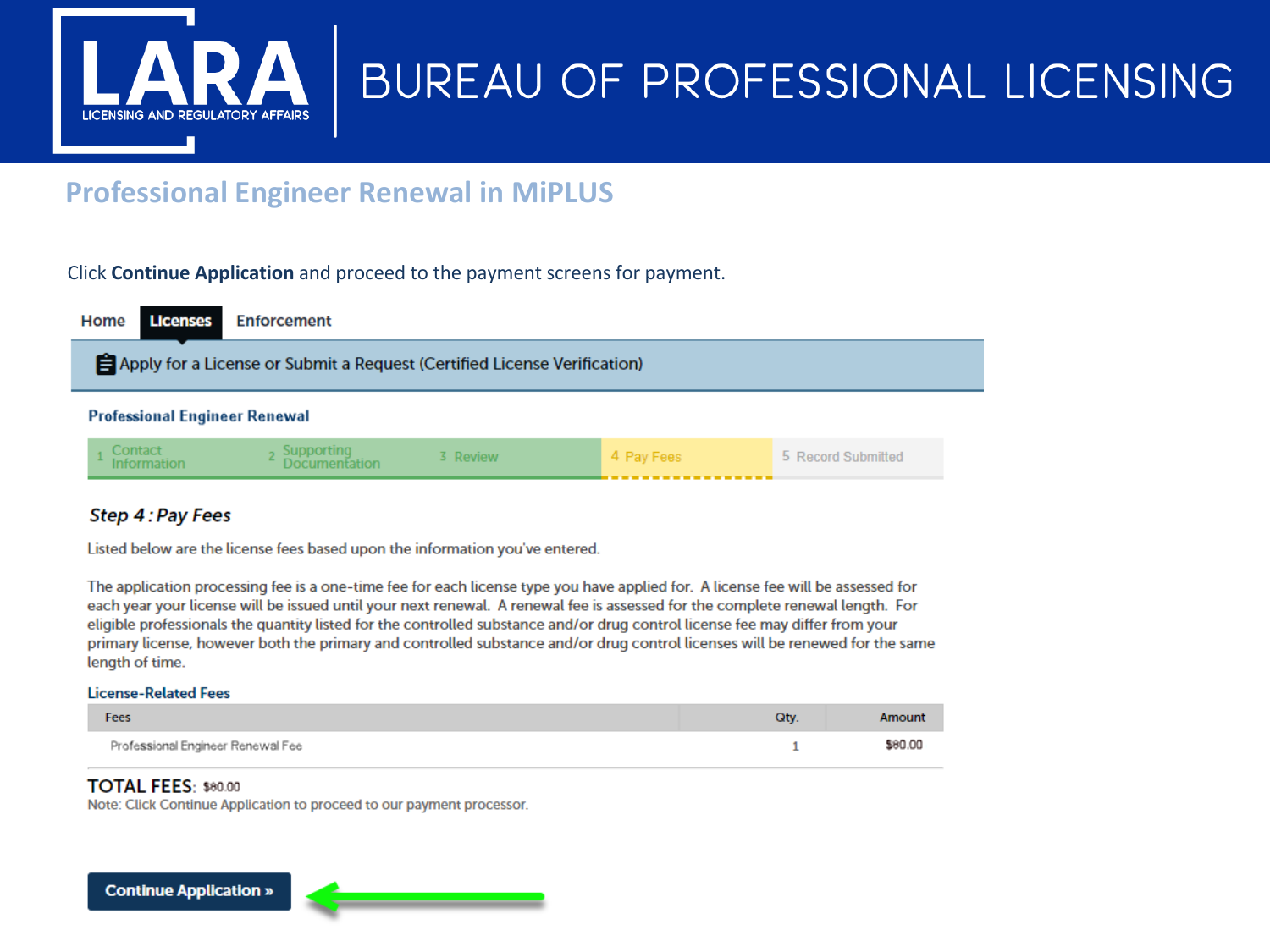# Professional Engineer Renewal in MiPLUS

Click **Continue Application** and proceed to the payment screens for payment.

Home | **Licenses** | Enforcement

Apply for a License or Submit a Request (Certified License Verification)

**Professional Engineer Renewal**

1 Contact Information | 2 Supporting Documentation | 3 Review | 4 Pay Fees | 5 Record Submitted

### *Step 4 : Pay Fees*

Listed below are the license fees based upon the information you've entered.

The application processing fee is a one-time fee for each license type you have applied for. A license fee will be assessed for each year your license will be issued until your next renewal. A renewal fee is assessed for the complete renewal length. For eligible professionals the quantity listed for the controlled substance and/or drug control license fee may differ from your primary license, however both the primary and controlled substance and/or drug control licenses will be renewed for the same length of time.

**License-Related Fees**

| Fees | Qty. | Amount |
|---|---|---|
| Professional Engineer Renewal Fee | 1 | $80.00 |

**TOTAL FEES:** $80.00

Note: Click Continue Application to proceed to our payment processor.

**Continue Application »**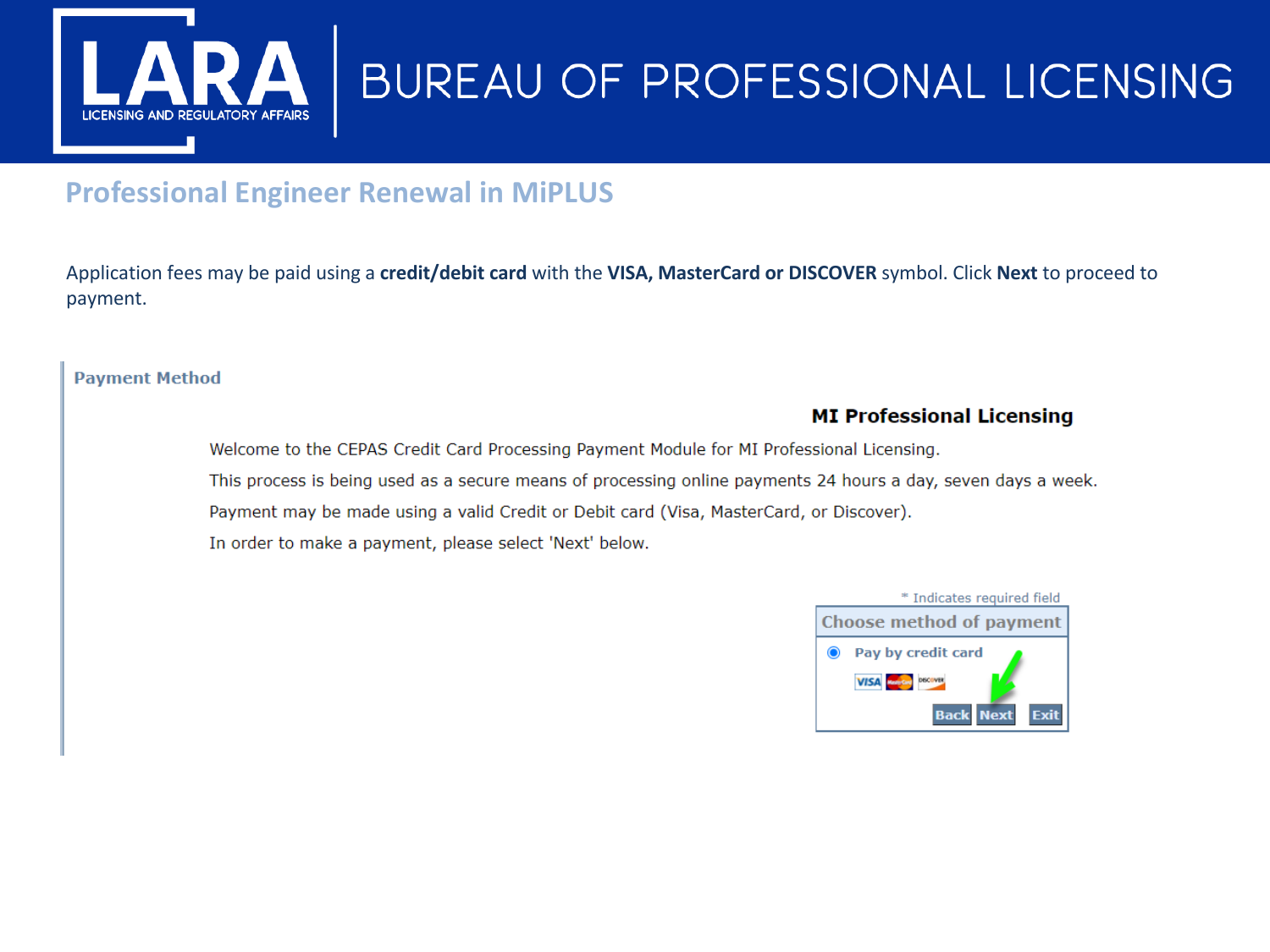# Professional Engineer Renewal in MiPLUS

Application fees may be paid using a **credit/debit card** with the **VISA, MasterCard or DISCOVER** symbol. Click **Next** to proceed to payment.

**Payment Method**

**MI Professional Licensing**

Welcome to the CEPAS Credit Card Processing Payment Module for MI Professional Licensing.

This process is being used as a secure means of processing online payments 24 hours a day, seven days a week.

Payment may be made using a valid Credit or Debit card (Visa, MasterCard, or Discover).

In order to make a payment, please select 'Next' below.

* Indicates required field

**Choose method of payment**

- Pay by credit card

Back | Next | Exit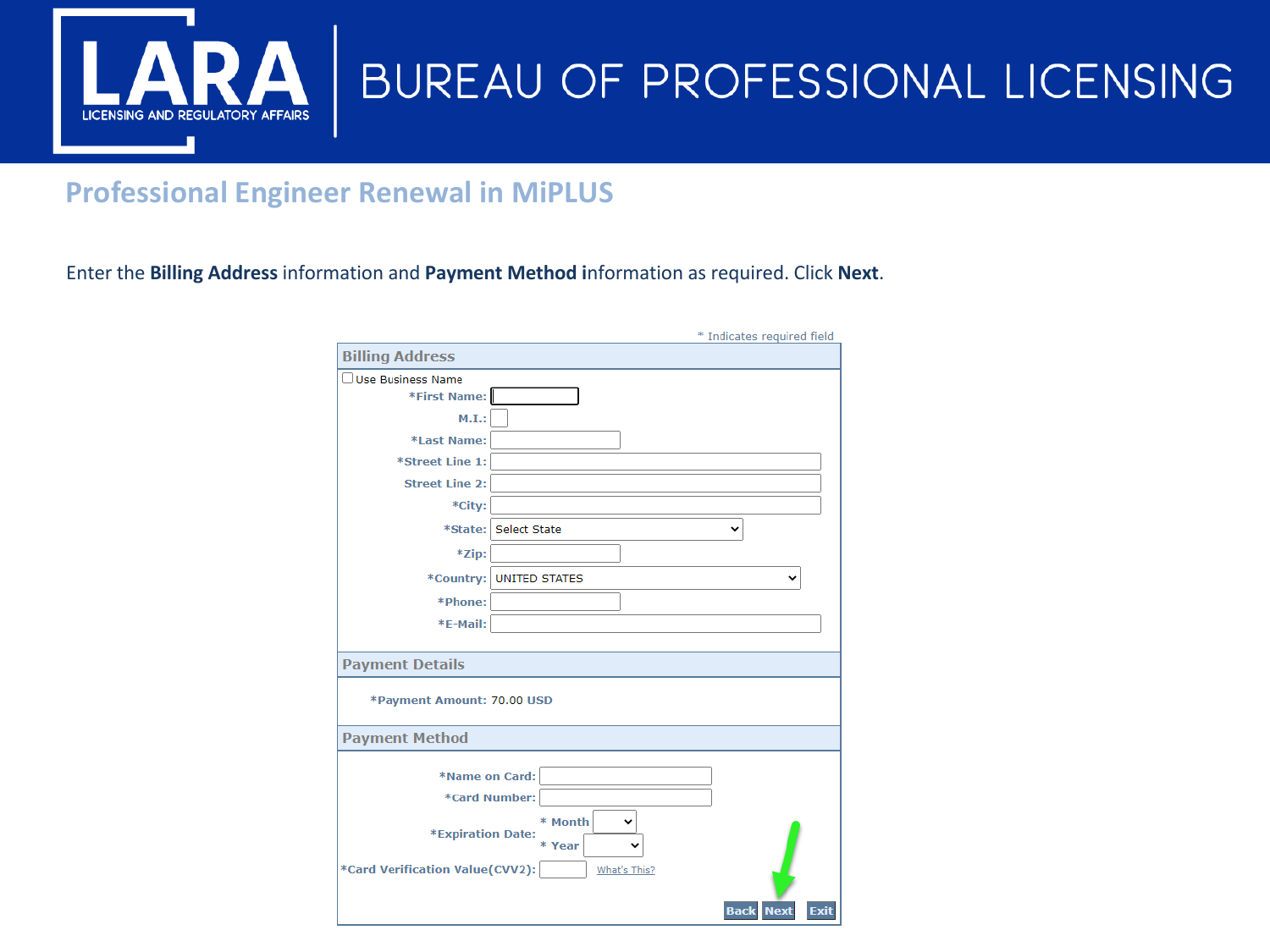## Professional Engineer Renewal in MiPLUS

Enter the **Billing Address** information and **Payment Method i**nformation as required. Click **Next**.

\* Indicates required field

**Billing Address**

☐ Use Business Name

- \*First Name:
- M.I.:
- \*Last Name:
- \*Street Line 1:
- Street Line 2:
- \*City:
- \*State: Select State
- \*Zip:
- \*Country: UNITED STATES
- \*Phone:
- \*E-Mail:

**Payment Details**

\*Payment Amount: 70.00 USD

**Payment Method**

- \*Name on Card:
- \*Card Number:
- \*Expiration Date: \* Month \* Year
- \*Card Verification Value(CVV2): What's This?

Back | Next | Exit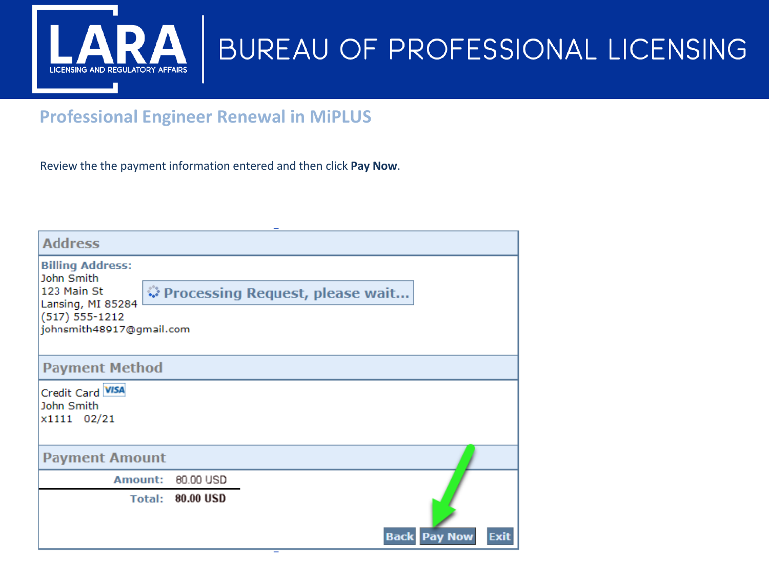## Professional Engineer Renewal in MiPLUS

Review the the payment information entered and then click **Pay Now**.

**Address**

**Billing Address:**
John Smith
123 Main St
Lansing, MI 85284
(517) 555-1212
johnsmith48917@gmail.com

Processing Request, please wait...

**Payment Method**

Credit Card VISA
John Smith
x1111 02/21

**Payment Amount**

| | |
|---|---|
| **Amount:** | 80.00 USD |
| **Total:** | **80.00 USD** |

Back | Pay Now | Exit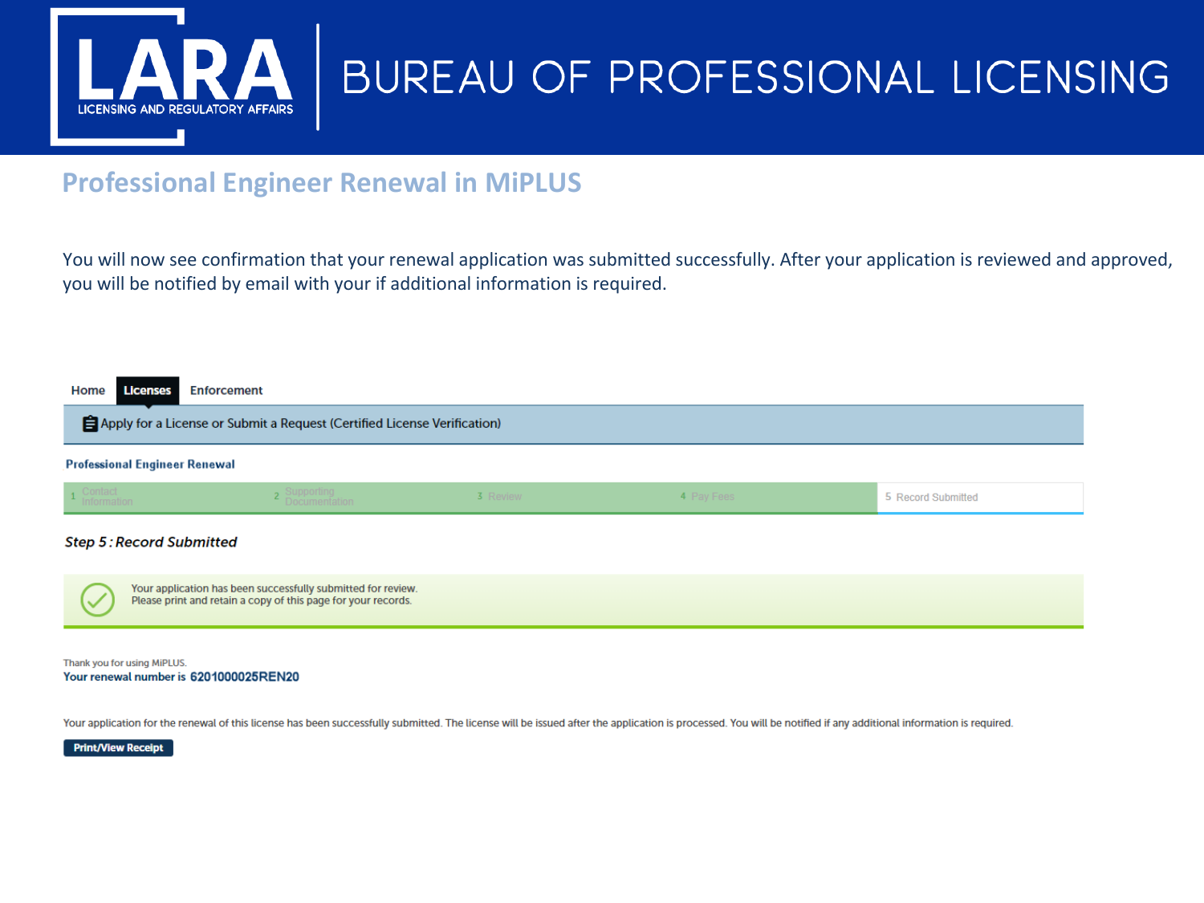# BUREAU OF PROFESSIONAL LICENSING

## Professional Engineer Renewal in MiPLUS

You will now see confirmation that your renewal application was submitted successfully. After your application is reviewed and approved, you will be notified by email with your if additional information is required.

Home | Licenses | Enforcement

Apply for a License or Submit a Request (Certified License Verification)

**Professional Engineer Renewal**

1 Contact Information | 2 Supporting Documentation | 3 Review | 4 Pay Fees | 5 Record Submitted

***Step 5 : Record Submitted***

Your application has been successfully submitted for review.
Please print and retain a copy of this page for your records.

Thank you for using MiPLUS.
**Your renewal number is 6201000025REN20**

Your application for the renewal of this license has been successfully submitted. The license will be issued after the application is processed. You will be notified if any additional information is required.

**Print/View Receipt**